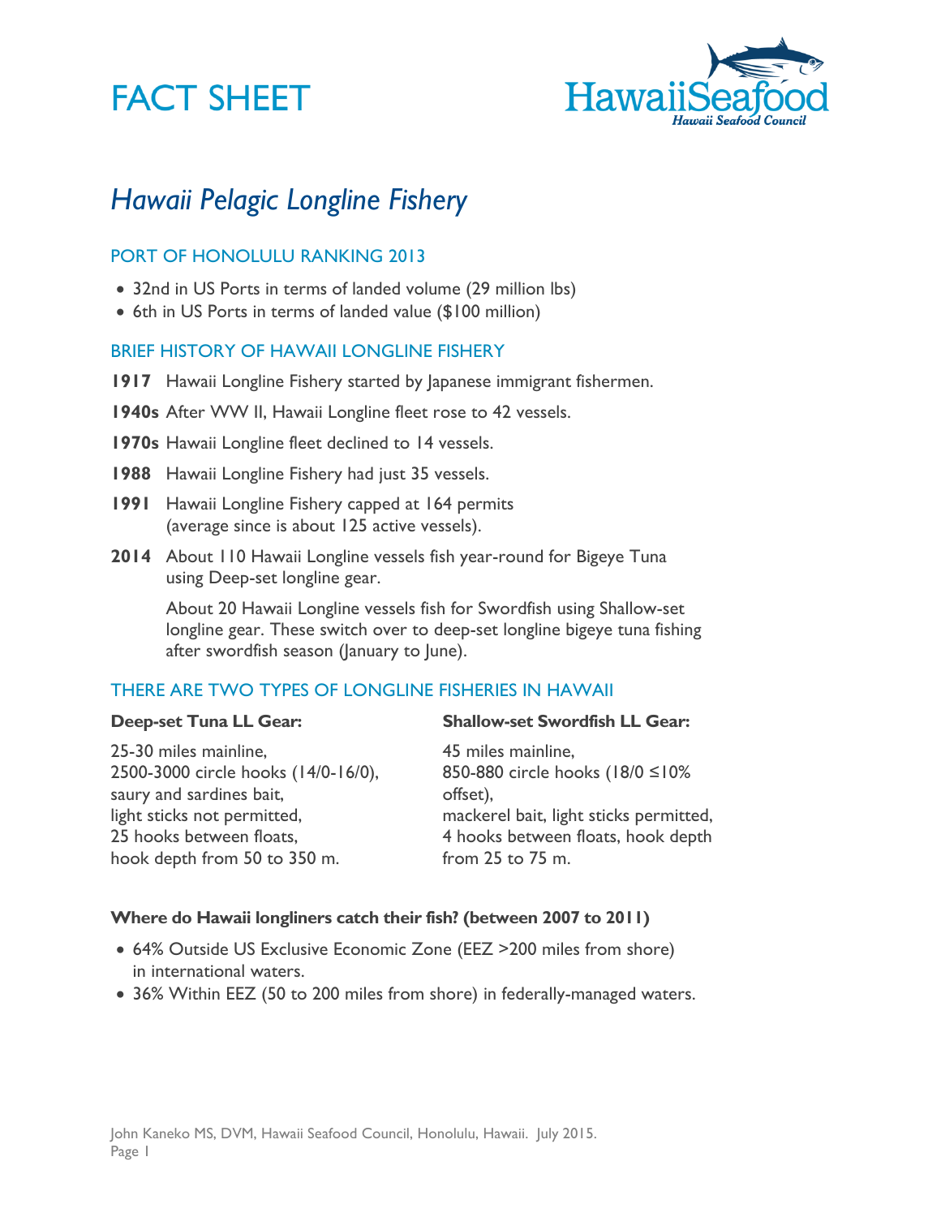# FACT SHEET

HawaiiSeafood
*Hawaii Seafood Council*

## *Hawaii Pelagic Longline Fishery*

### PORT OF HONOLULU RANKING 2013

- 32nd in US Ports in terms of landed volume (29 million lbs)
- 6th in US Ports in terms of landed value ($100 million)

### BRIEF HISTORY OF HAWAII LONGLINE FISHERY

**1917** Hawaii Longline Fishery started by Japanese immigrant fishermen.

**1940s** After WW II, Hawaii Longline fleet rose to 42 vessels.

**1970s** Hawaii Longline fleet declined to 14 vessels.

**1988** Hawaii Longline Fishery had just 35 vessels.

**1991** Hawaii Longline Fishery capped at 164 permits (average since is about 125 active vessels).

**2014** About 110 Hawaii Longline vessels fish year-round for Bigeye Tuna using Deep-set longline gear.

About 20 Hawaii Longline vessels fish for Swordfish using Shallow-set longline gear. These switch over to deep-set longline bigeye tuna fishing after swordfish season (January to June).

### THERE ARE TWO TYPES OF LONGLINE FISHERIES IN HAWAII

**Deep-set Tuna LL Gear:**

25-30 miles mainline,
2500-3000 circle hooks (14/0-16/0),
saury and sardines bait,
light sticks not permitted,
25 hooks between floats,
hook depth from 50 to 350 m.

**Shallow-set Swordfish LL Gear:**

45 miles mainline,
850-880 circle hooks (18/0 ≤10% offset),
mackerel bait, light sticks permitted,
4 hooks between floats, hook depth from 25 to 75 m.

**Where do Hawaii longliners catch their fish? (between 2007 to 2011)**

- 64% Outside US Exclusive Economic Zone (EEZ >200 miles from shore) in international waters.
- 36% Within EEZ (50 to 200 miles from shore) in federally-managed waters.

John Kaneko MS, DVM, Hawaii Seafood Council, Honolulu, Hawaii. July 2015.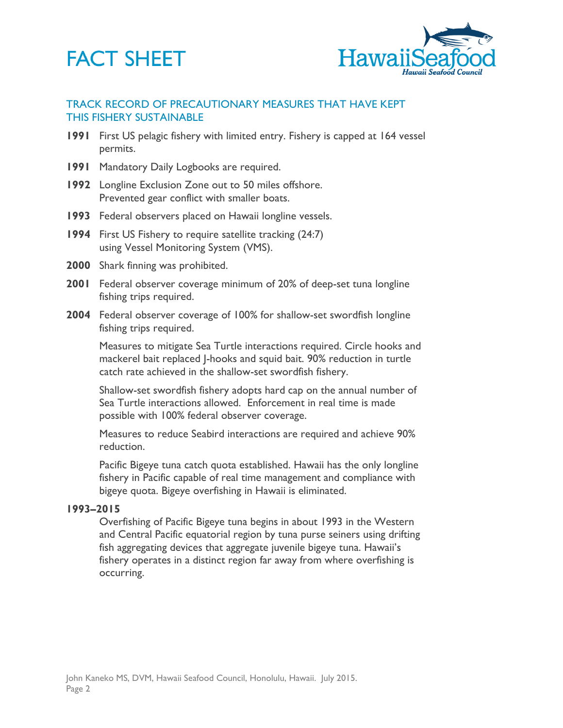# FACT SHEET

HawaiiSeafood
*Hawaii Seafood Council*

## TRACK RECORD OF PRECAUTIONARY MEASURES THAT HAVE KEPT THIS FISHERY SUSTAINABLE

**1991** First US pelagic fishery with limited entry. Fishery is capped at 164 vessel permits.

**1991** Mandatory Daily Logbooks are required.

**1992** Longline Exclusion Zone out to 50 miles offshore. Prevented gear conflict with smaller boats.

**1993** Federal observers placed on Hawaii longline vessels.

**1994** First US Fishery to require satellite tracking (24:7) using Vessel Monitoring System (VMS).

**2000** Shark finning was prohibited.

**2001** Federal observer coverage minimum of 20% of deep-set tuna longline fishing trips required.

**2004** Federal observer coverage of 100% for shallow-set swordfish longline fishing trips required.

Measures to mitigate Sea Turtle interactions required. Circle hooks and mackerel bait replaced J-hooks and squid bait. 90% reduction in turtle catch rate achieved in the shallow-set swordfish fishery.

Shallow-set swordfish fishery adopts hard cap on the annual number of Sea Turtle interactions allowed. Enforcement in real time is made possible with 100% federal observer coverage.

Measures to reduce Seabird interactions are required and achieve 90% reduction.

Pacific Bigeye tuna catch quota established. Hawaii has the only longline fishery in Pacific capable of real time management and compliance with bigeye quota. Bigeye overfishing in Hawaii is eliminated.

**1993–2015**

Overfishing of Pacific Bigeye tuna begins in about 1993 in the Western and Central Pacific equatorial region by tuna purse seiners using drifting fish aggregating devices that aggregate juvenile bigeye tuna. Hawaii's fishery operates in a distinct region far away from where overfishing is occurring.

John Kaneko MS, DVM, Hawaii Seafood Council, Honolulu, Hawaii. July 2015.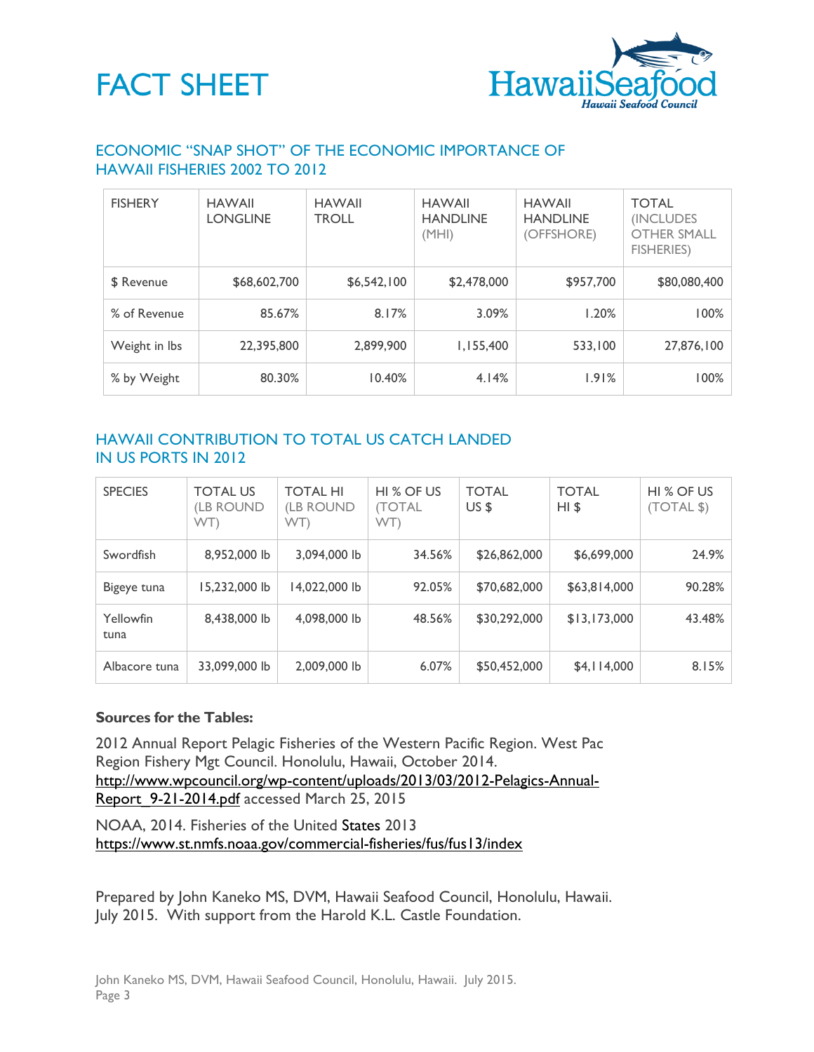# FACT SHEET

HawaiiSeafood
Hawaii Seafood Council

## ECONOMIC "SNAP SHOT" OF THE ECONOMIC IMPORTANCE OF HAWAII FISHERIES 2002 TO 2012

| FISHERY | HAWAII LONGLINE | HAWAII TROLL | HAWAII HANDLINE (MHI) | HAWAII HANDLINE (OFFSHORE) | TOTAL (INCLUDES OTHER SMALL FISHERIES) |
|---|---|---|---|---|---|
| $ Revenue | $68,602,700 | $6,542,100 | $2,478,000 | $957,700 | $80,080,400 |
| % of Revenue | 85.67% | 8.17% | 3.09% | 1.20% | 100% |
| Weight in lbs | 22,395,800 | 2,899,900 | 1,155,400 | 533,100 | 27,876,100 |
| % by Weight | 80.30% | 10.40% | 4.14% | 1.91% | 100% |

## HAWAII CONTRIBUTION TO TOTAL US CATCH LANDED IN US PORTS IN 2012

| SPECIES | TOTAL US (LB ROUND WT) | TOTAL HI (LB ROUND WT) | HI % OF US (TOTAL WT) | TOTAL US $ | TOTAL HI $ | HI % OF US (TOTAL $) |
|---|---|---|---|---|---|---|
| Swordfish | 8,952,000 lb | 3,094,000 lb | 34.56% | $26,862,000 | $6,699,000 | 24.9% |
| Bigeye tuna | 15,232,000 lb | 14,022,000 lb | 92.05% | $70,682,000 | $63,814,000 | 90.28% |
| Yellowfin tuna | 8,438,000 lb | 4,098,000 lb | 48.56% | $30,292,000 | $13,173,000 | 43.48% |
| Albacore tuna | 33,099,000 lb | 2,009,000 lb | 6.07% | $50,452,000 | $4,114,000 | 8.15% |

**Sources for the Tables:**

2012 Annual Report Pelagic Fisheries of the Western Pacific Region. West Pac Region Fishery Mgt Council. Honolulu, Hawaii, October 2014. http://www.wpcouncil.org/wp-content/uploads/2013/03/2012-Pelagics-Annual-Report_9-21-2014.pdf accessed March 25, 2015

NOAA, 2014. Fisheries of the United States 2013
https://www.st.nmfs.noaa.gov/commercial-fisheries/fus/fus13/index

Prepared by John Kaneko MS, DVM, Hawaii Seafood Council, Honolulu, Hawaii. July 2015. With support from the Harold K.L. Castle Foundation.